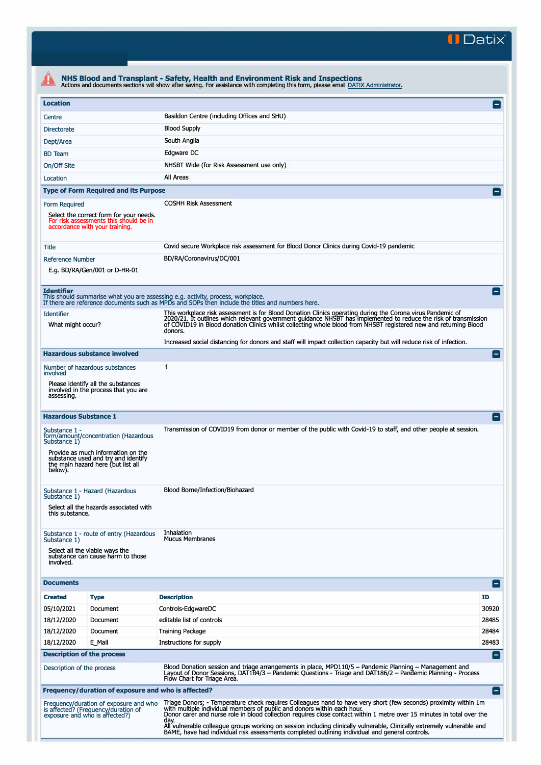Datix

# NHS Blood and Transplant - Safety, Health and Environment Risk and Inspections

Actions and documents sections will show after saving. For assistance with completing this form, please email DATIX Administrator.

## Location

| | |
|---|---|
| Centre | Basildon Centre (including Offices and SHU) |
| Directorate | Blood Supply |
| Dept/Area | South Anglia |
| BD Team | Edgware DC |
| On/Off Site | NHSBT Wide (for Risk Assessment use only) |
| Location | All Areas |

## Type of Form Required and its Purpose

| | |
|---|---|
| Form Required<br>Select the correct form for your needs. For risk assessments this should be in accordance with your training. | COSHH Risk Assessment |
| Title | Covid secure Workplace risk assessment for Blood Donor Clinics during Covid-19 pandemic |
| Reference Number<br>E.g. BD/RA/Gen/001 or D-HR-01 | BD/RA/Coronavirus/DC/001 |

## Identifier

This should summarise what you are assessing e.g. activity, process, workplace.
If there are reference documents such as MPDs and SOPs then include the titles and numbers here.

| | |
|---|---|
| Identifier<br>What might occur? | This workplace risk assessment is for Blood Donation Clinics operating during the Corona virus Pandemic of 2020/21. It outlines which relevant government guidance NHSBT has implemented to reduce the risk of transmission of COVID19 in Blood donation Clinics whilst collecting whole blood from NHSBT registered new and returning Blood donors.<br><br>Increased social distancing for donors and staff will impact collection capacity but will reduce risk of infection. |

## Hazardous substance involved

| | |
|---|---|
| Number of hazardous substances involved<br>Please identify all the substances involved in the process that you are assessing. | 1 |

## Hazardous Substance 1

| | |
|---|---|
| Substance 1 - form/amount/concentration (Hazardous Substance 1)<br>Provide as much information on the substance used and try and identify the main hazard here (but list all below). | Transmission of COVID19 from donor or member of the public with Covid-19 to staff, and other people at session. |
| Substance 1 - Hazard (Hazardous Substance 1)<br>Select all the hazards associated with this substance. | Blood Borne/Infection/Biohazard |
| Substance 1 - route of entry (Hazardous Substance 1)<br>Select all the viable ways the substance can cause harm to those involved. | Inhalation<br>Mucus Membranes |

## Documents

| Created | Type | Description | ID |
|---|---|---|---|
| 05/10/2021 | Document | Controls-EdgwareDC | 30920 |
| 18/12/2020 | Document | editable list of controls | 28485 |
| 18/12/2020 | Document | Training Package | 28484 |
| 18/12/2020 | E_Mail | Instructions for supply | 28483 |

## Description of the process

| | |
|---|---|
| Description of the process | Blood Donation session and triage arrangements in place, MPD110/5 – Pandemic Planning – Management and Layout of Donor Sessions, DAT184/3 – Pandemic Questions - Triage and DAT186/2 – Pandemic Planning - Process Flow Chart for Triage Area. |

## Frequency/duration of exposure and who is affected?

| | |
|---|---|
| Frequency/duration of exposure and who is affected? (Frequency/duration of exposure and who is affected?) | Triage Donors; - Temperature check requires Colleagues hand to have very short (few seconds) proximity within 1m with multiple individual members of public and donors within each hour.<br>Donor carer and nurse role in blood collection requires close contact within 1 metre over 15 minutes in total over the day.<br>All vulnerable colleague groups working on session including clinically vulnerable, Clinically extremely vulnerable and BAME, have had individual risk assessments completed outlining individual and general controls. |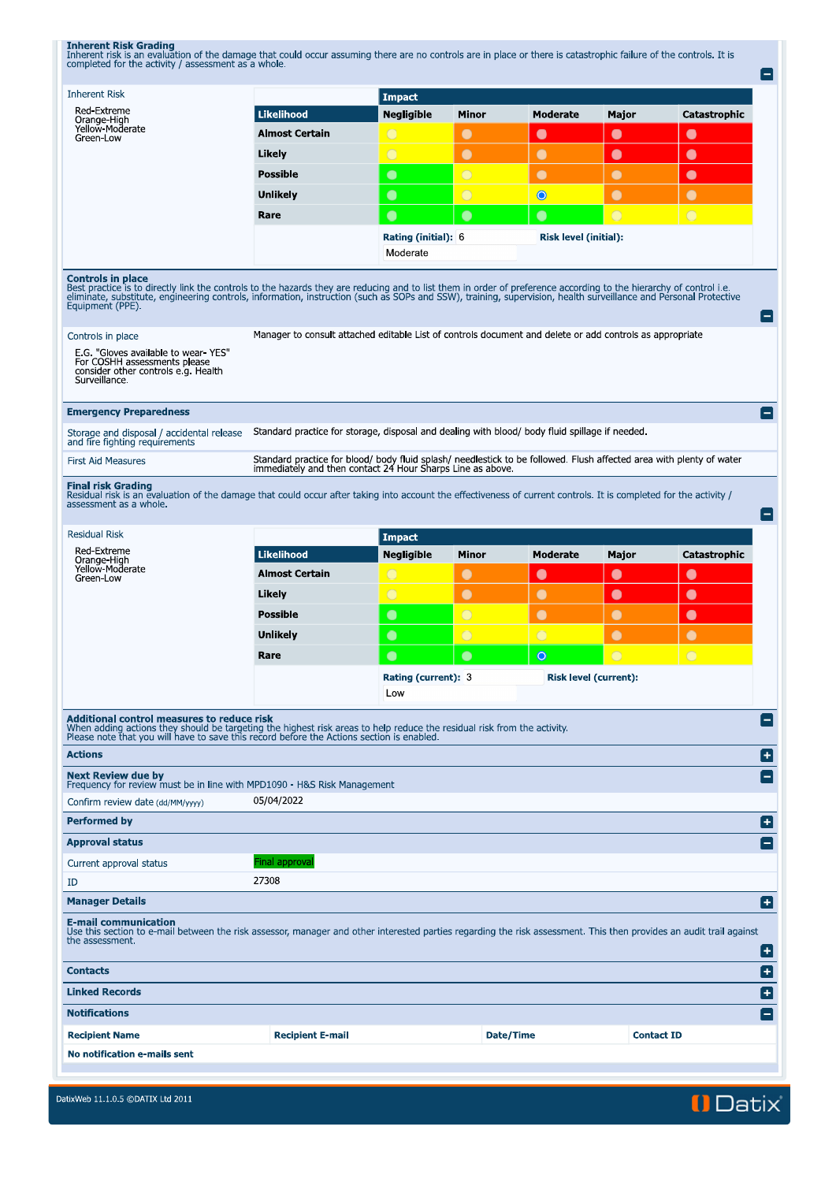## Inherent Risk Grading

Inherent risk is an evaluation of the damage that could occur assuming there are no controls are in place or there is catastrophic failure of the controls. It is completed for the activity / assessment as a whole.

**Inherent Risk**

Red-Extreme
Orange-High
Yellow-Moderate
Green-Low

| Likelihood | Negligible | Minor | Moderate | Major | Catastrophic |
|---|---|---|---|---|---|
| **Almost Certain** | | | | | |
| **Likely** | | | | | |
| **Possible** | | | | | |
| **Unlikely** | | | ◉ | | |
| **Rare** | | | | | |

**Rating (initial):** 6 **Risk level (initial):** Moderate

## Controls in place

Best practice is to directly link the controls to the hazards they are reducing and to list them in order of preference according to the hierarchy of control i.e. eliminate, substitute, engineering controls, information, instruction (such as SOPs and SSW), training, supervision, health surveillance and Personal Protective Equipment (PPE).

| | |
|---|---|
| Controls in place<br><br>E.G. "Gloves available to wear- YES" For COSHH assessments please consider other controls e.g. Health Surveillance. | Manager to consult attached editable List of controls document and delete or add controls as appropriate |

## Emergency Preparedness

| | |
|---|---|
| Storage and disposal / accidental release and fire fighting requirements | Standard practice for storage, disposal and dealing with blood/ body fluid spillage if needed. |
| First Aid Measures | Standard practice for blood/ body fluid splash/ needlestick to be followed. Flush affected area with plenty of water immediately and then contact 24 Hour Sharps Line as above. |

## Final risk Grading

Residual risk is an evaluation of the damage that could occur after taking into account the effectiveness of current controls. It is completed for the activity / assessment as a whole.

**Residual Risk**

Red-Extreme
Orange-High
Yellow-Moderate
Green-Low

| Likelihood | Negligible | Minor | Moderate | Major | Catastrophic |
|---|---|---|---|---|---|
| **Almost Certain** | | | | | |
| **Likely** | | | | | |
| **Possible** | | | | | |
| **Unlikely** | | | | | |
| **Rare** | | | ◉ | | |

**Rating (current):** 3 **Risk level (current):** Low

## Additional control measures to reduce risk

When adding actions they should be targeting the highest risk areas to help reduce the residual risk from the activity.
Please note that you will have to save this record before the Actions section is enabled.

## Actions

## Next Review due by

Frequency for review must be in line with MPD1090 - H&S Risk Management

| | |
|---|---|
| Confirm review date (dd/MM/yyyy) | 05/04/2022 |

## Performed by

## Approval status

| | |
|---|---|
| Current approval status | Final approval |
| ID | 27308 |

## Manager Details

## E-mail communication

Use this section to e-mail between the risk assessor, manager and other interested parties regarding the risk assessment. This then provides an audit trail against the assessment.

## Contacts

## Linked Records

## Notifications

| Recipient Name | Recipient E-mail | Date/Time | Contact ID |
|---|---|---|---|
| **No notification e-mails sent** | | | |

DatixWeb 11.1.0.5 ©DATIX Ltd 2011